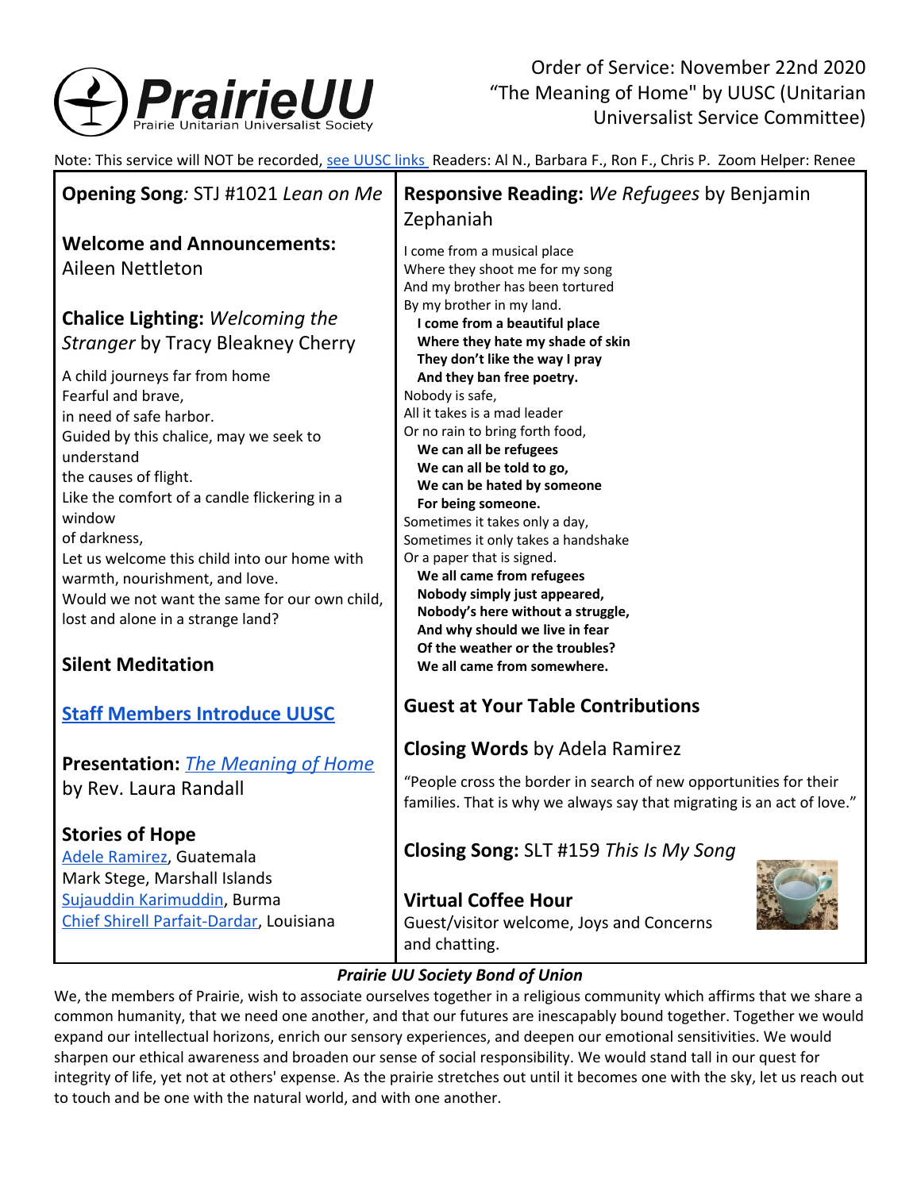PrairieUU
Prairie Unitarian Universalist Society

# Order of Service: November 22nd 2020
"The Meaning of Home" by UUSC (Unitarian Universalist Service Committee)

Note: This service will NOT be recorded, see UUSC links Readers: Al N., Barbara F., Ron F., Chris P. Zoom Helper: Renee

**Opening Song**: STJ #1021 *Lean on Me*

**Welcome and Announcements:** Aileen Nettleton

**Chalice Lighting:** *Welcoming the Stranger* by Tracy Bleakney Cherry

A child journeys far from home
Fearful and brave,
in need of safe harbor.
Guided by this chalice, may we seek to understand
the causes of flight.
Like the comfort of a candle flickering in a window
of darkness,
Let us welcome this child into our home with warmth, nourishment, and love.
Would we not want the same for our own child, lost and alone in a strange land?

**Silent Meditation**

**Staff Members Introduce UUSC**

**Presentation:** *The Meaning of Home* by Rev. Laura Randall

**Stories of Hope**
Adele Ramirez, Guatemala
Mark Stege, Marshall Islands
Sujauddin Karimuddin, Burma
Chief Shirell Parfait-Dardar, Louisiana

**Responsive Reading:** *We Refugees* by Benjamin Zephaniah

I come from a musical place
Where they shoot me for my song
And my brother has been tortured
By my brother in my land.
**I come from a beautiful place**
**Where they hate my shade of skin**
**They don't like the way I pray**
**And they ban free poetry.**
Nobody is safe,
All it takes is a mad leader
Or no rain to bring forth food,
**We can all be refugees**
**We can all be told to go,**
**We can be hated by someone**
**For being someone.**
Sometimes it takes only a day,
Sometimes it only takes a handshake
Or a paper that is signed.
**We all came from refugees**
**Nobody simply just appeared,**
**Nobody's here without a struggle,**
**And why should we live in fear**
**Of the weather or the troubles?**
**We all came from somewhere.**

**Guest at Your Table Contributions**

**Closing Words** by Adela Ramirez

"People cross the border in search of new opportunities for their families. That is why we always say that migrating is an act of love."

**Closing Song:** SLT #159 *This Is My Song*

**Virtual Coffee Hour**
Guest/visitor welcome, Joys and Concerns and chatting.

***Prairie UU Society Bond of Union***

We, the members of Prairie, wish to associate ourselves together in a religious community which affirms that we share a common humanity, that we need one another, and that our futures are inescapably bound together. Together we would expand our intellectual horizons, enrich our sensory experiences, and deepen our emotional sensitivities. We would sharpen our ethical awareness and broaden our sense of social responsibility. We would stand tall in our quest for integrity of life, yet not at others' expense. As the prairie stretches out until it becomes one with the sky, let us reach out to touch and be one with the natural world, and with one another.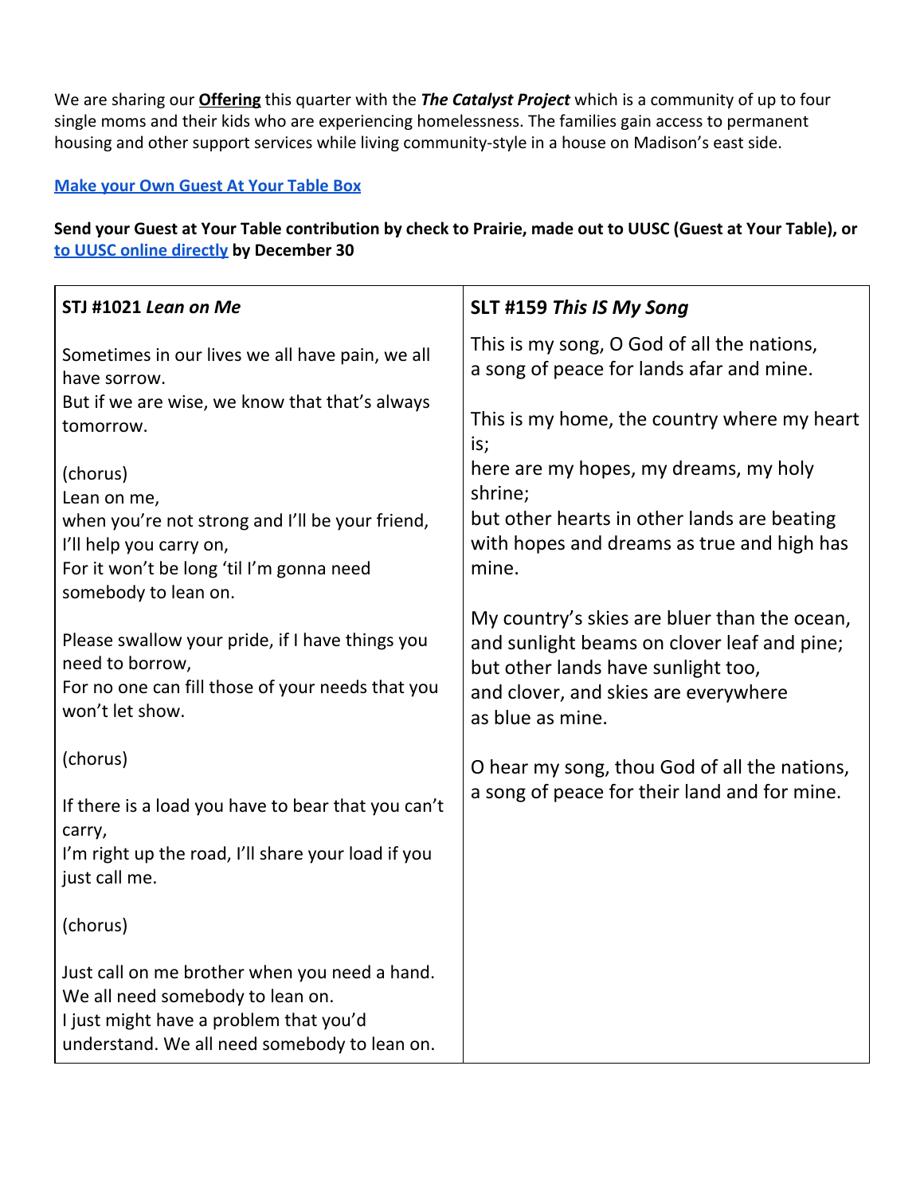We are sharing our **Offering** this quarter with the ***The Catalyst Project*** which is a community of up to four single moms and their kids who are experiencing homelessness. The families gain access to permanent housing and other support services while living community-style in a house on Madison's east side.

[Make your Own Guest At Your Table Box]

**Send your Guest at Your Table contribution by check to Prairie, made out to UUSC (Guest at Your Table), or [to UUSC online directly] by December 30**

**STJ #1021 *Lean on Me***

Sometimes in our lives we all have pain, we all have sorrow.
But if we are wise, we know that that's always tomorrow.

(chorus)
Lean on me,
when you're not strong and I'll be your friend,
I'll help you carry on,
For it won't be long 'til I'm gonna need somebody to lean on.

Please swallow your pride, if I have things you need to borrow,
For no one can fill those of your needs that you won't let show.

(chorus)

If there is a load you have to bear that you can't carry,
I'm right up the road, I'll share your load if you just call me.

(chorus)

Just call on me brother when you need a hand.
We all need somebody to lean on.
I just might have a problem that you'd understand. We all need somebody to lean on.

**SLT #159 *This IS My Song***

This is my song, O God of all the nations,
a song of peace for lands afar and mine.

This is my home, the country where my heart is;
here are my hopes, my dreams, my holy shrine;
but other hearts in other lands are beating
with hopes and dreams as true and high has mine.

My country's skies are bluer than the ocean,
and sunlight beams on clover leaf and pine;
but other lands have sunlight too,
and clover, and skies are everywhere
as blue as mine.

O hear my song, thou God of all the nations,
a song of peace for their land and for mine.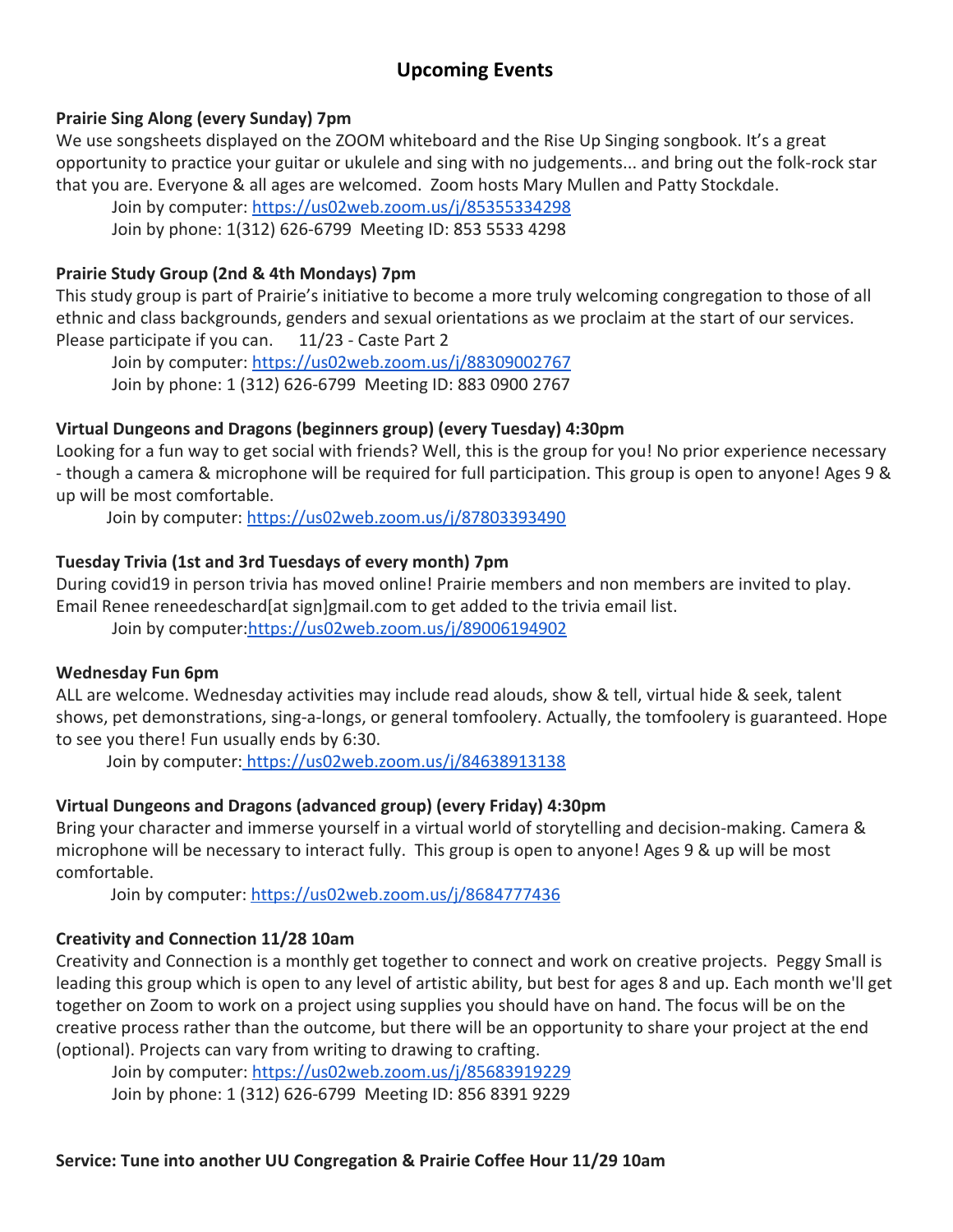## Upcoming Events

**Prairie Sing Along (every Sunday) 7pm**

We use songsheets displayed on the ZOOM whiteboard and the Rise Up Singing songbook. It's a great opportunity to practice your guitar or ukulele and sing with no judgements... and bring out the folk-rock star that you are. Everyone & all ages are welcomed. Zoom hosts Mary Mullen and Patty Stockdale.

Join by computer: https://us02web.zoom.us/j/85355334298

Join by phone: 1(312) 626-6799 Meeting ID: 853 5533 4298

**Prairie Study Group (2nd & 4th Mondays) 7pm**

This study group is part of Prairie's initiative to become a more truly welcoming congregation to those of all ethnic and class backgrounds, genders and sexual orientations as we proclaim at the start of our services. Please participate if you can. 11/23 - Caste Part 2

Join by computer: https://us02web.zoom.us/j/88309002767

Join by phone: 1 (312) 626-6799 Meeting ID: 883 0900 2767

**Virtual Dungeons and Dragons (beginners group) (every Tuesday) 4:30pm**

Looking for a fun way to get social with friends? Well, this is the group for you! No prior experience necessary - though a camera & microphone will be required for full participation. This group is open to anyone! Ages 9 & up will be most comfortable.

Join by computer: https://us02web.zoom.us/j/87803393490

**Tuesday Trivia (1st and 3rd Tuesdays of every month) 7pm**

During covid19 in person trivia has moved online! Prairie members and non members are invited to play. Email Renee reneedeschard[at sign]gmail.com to get added to the trivia email list.

Join by computer:https://us02web.zoom.us/j/89006194902

**Wednesday Fun 6pm**

ALL are welcome. Wednesday activities may include read alouds, show & tell, virtual hide & seek, talent shows, pet demonstrations, sing-a-longs, or general tomfoolery. Actually, the tomfoolery is guaranteed. Hope to see you there! Fun usually ends by 6:30.

Join by computer: https://us02web.zoom.us/j/84638913138

**Virtual Dungeons and Dragons (advanced group) (every Friday) 4:30pm**

Bring your character and immerse yourself in a virtual world of storytelling and decision-making. Camera & microphone will be necessary to interact fully. This group is open to anyone! Ages 9 & up will be most comfortable.

Join by computer: https://us02web.zoom.us/j/8684777436

**Creativity and Connection 11/28 10am**

Creativity and Connection is a monthly get together to connect and work on creative projects. Peggy Small is leading this group which is open to any level of artistic ability, but best for ages 8 and up. Each month we'll get together on Zoom to work on a project using supplies you should have on hand. The focus will be on the creative process rather than the outcome, but there will be an opportunity to share your project at the end (optional). Projects can vary from writing to drawing to crafting.

Join by computer: https://us02web.zoom.us/j/85683919229

Join by phone: 1 (312) 626-6799 Meeting ID: 856 8391 9229

**Service: Tune into another UU Congregation & Prairie Coffee Hour 11/29 10am**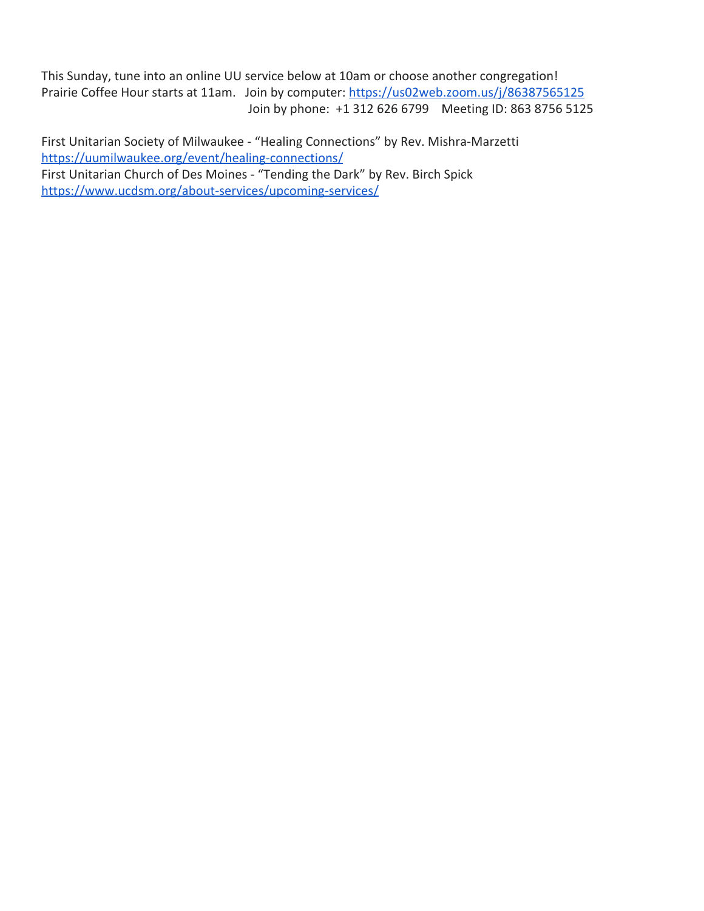This Sunday, tune into an online UU service below at 10am or choose another congregation!
Prairie Coffee Hour starts at 11am. Join by computer: https://us02web.zoom.us/j/86387565125
Join by phone: +1 312 626 6799 Meeting ID: 863 8756 5125

First Unitarian Society of Milwaukee - "Healing Connections" by Rev. Mishra-Marzetti
https://uumilwaukee.org/event/healing-connections/
First Unitarian Church of Des Moines - "Tending the Dark" by Rev. Birch Spick
https://www.ucdsm.org/about-services/upcoming-services/